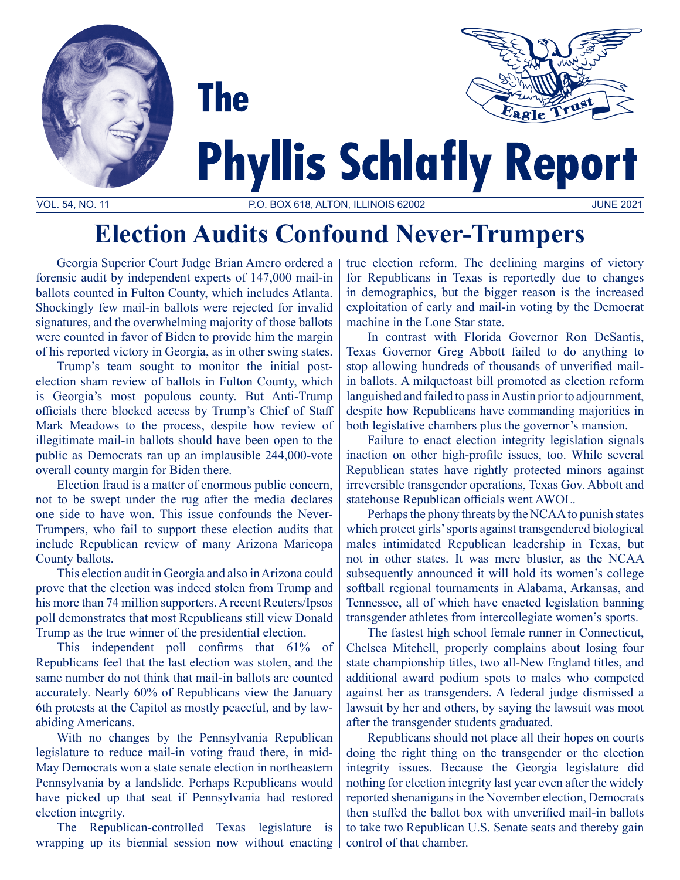# The Phyllis Schlafly Report

VOL. 54, NO. 11 P.O. BOX 618, ALTON, ILLINOIS 62002 JUNE 2021

## Election Audits Confound Never-Trumpers

Georgia Superior Court Judge Brian Amero ordered a forensic audit by independent experts of 147,000 mail-in ballots counted in Fulton County, which includes Atlanta. Shockingly few mail-in ballots were rejected for invalid signatures, and the overwhelming majority of those ballots were counted in favor of Biden to provide him the margin of his reported victory in Georgia, as in other swing states.

Trump's team sought to monitor the initial post-election sham review of ballots in Fulton County, which is Georgia's most populous county. But Anti-Trump officials there blocked access by Trump's Chief of Staff Mark Meadows to the process, despite how review of illegitimate mail-in ballots should have been open to the public as Democrats ran up an implausible 244,000-vote overall county margin for Biden there.

Election fraud is a matter of enormous public concern, not to be swept under the rug after the media declares one side to have won. This issue confounds the Never-Trumpers, who fail to support these election audits that include Republican review of many Arizona Maricopa County ballots.

This election audit in Georgia and also in Arizona could prove that the election was indeed stolen from Trump and his more than 74 million supporters. A recent Reuters/Ipsos poll demonstrates that most Republicans still view Donald Trump as the true winner of the presidential election.

This independent poll confirms that 61% of Republicans feel that the last election was stolen, and the same number do not think that mail-in ballots are counted accurately. Nearly 60% of Republicans view the January 6th protests at the Capitol as mostly peaceful, and by law-abiding Americans.

With no changes by the Pennsylvania Republican legislature to reduce mail-in voting fraud there, in mid-May Democrats won a state senate election in northeastern Pennsylvania by a landslide. Perhaps Republicans would have picked up that seat if Pennsylvania had restored election integrity.

The Republican-controlled Texas legislature is wrapping up its biennial session now without enacting true election reform. The declining margins of victory for Republicans in Texas is reportedly due to changes in demographics, but the bigger reason is the increased exploitation of early and mail-in voting by the Democrat machine in the Lone Star state.

In contrast with Florida Governor Ron DeSantis, Texas Governor Greg Abbott failed to do anything to stop allowing hundreds of thousands of unverified mail-in ballots. A milquetoast bill promoted as election reform languished and failed to pass in Austin prior to adjournment, despite how Republicans have commanding majorities in both legislative chambers plus the governor's mansion.

Failure to enact election integrity legislation signals inaction on other high-profile issues, too. While several Republican states have rightly protected minors against irreversible transgender operations, Texas Gov. Abbott and statehouse Republican officials went AWOL.

Perhaps the phony threats by the NCAA to punish states which protect girls' sports against transgendered biological males intimidated Republican leadership in Texas, but not in other states. It was mere bluster, as the NCAA subsequently announced it will hold its women's college softball regional tournaments in Alabama, Arkansas, and Tennessee, all of which have enacted legislation banning transgender athletes from intercollegiate women's sports.

The fastest high school female runner in Connecticut, Chelsea Mitchell, properly complains about losing four state championship titles, two all-New England titles, and additional award podium spots to males who competed against her as transgenders. A federal judge dismissed a lawsuit by her and others, by saying the lawsuit was moot after the transgender students graduated.

Republicans should not place all their hopes on courts doing the right thing on the transgender or the election integrity issues. Because the Georgia legislature did nothing for election integrity last year even after the widely reported shenanigans in the November election, Democrats then stuffed the ballot box with unverified mail-in ballots to take two Republican U.S. Senate seats and thereby gain control of that chamber.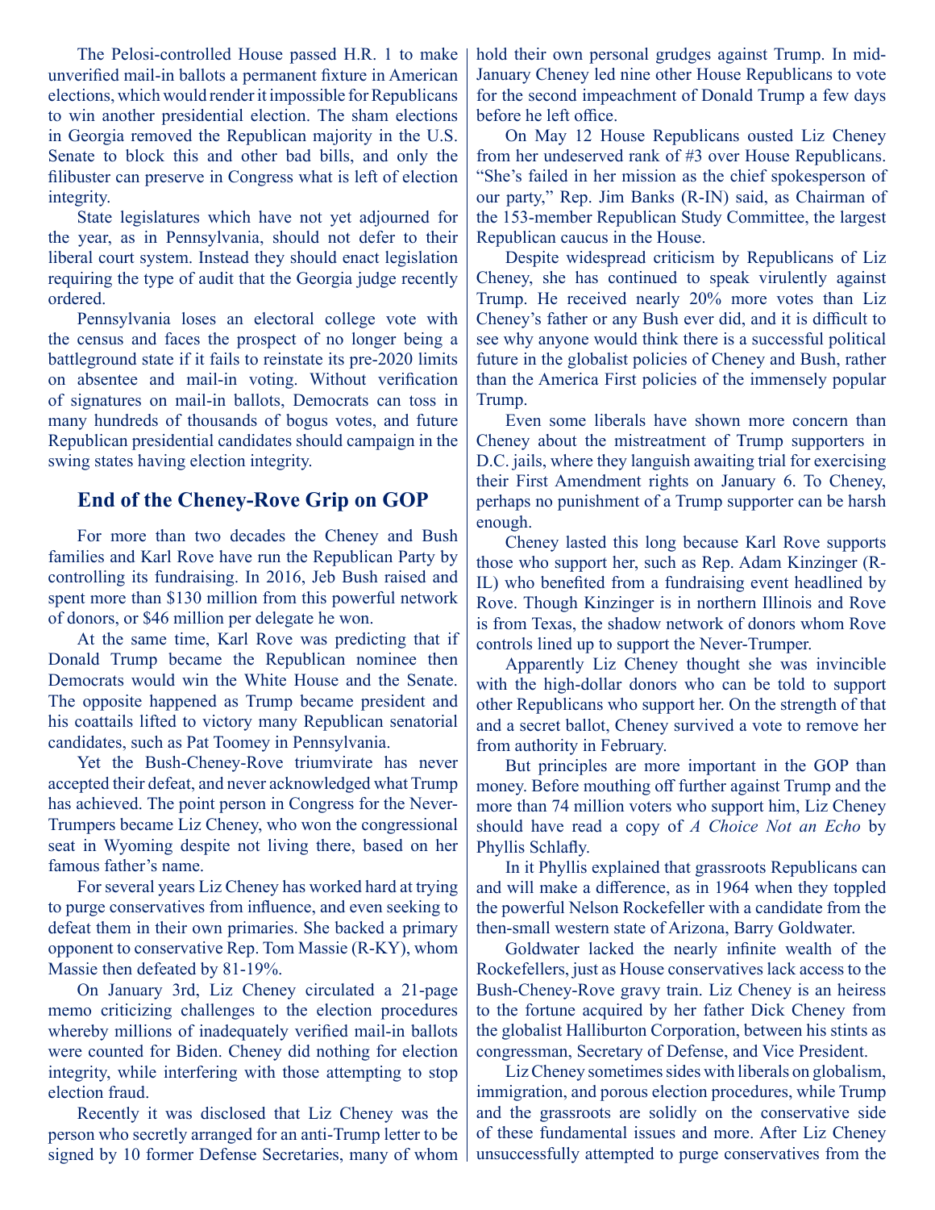The Pelosi-controlled House passed H.R. 1 to make unverified mail-in ballots a permanent fixture in American elections, which would render it impossible for Republicans to win another presidential election. The sham elections in Georgia removed the Republican majority in the U.S. Senate to block this and other bad bills, and only the filibuster can preserve in Congress what is left of election integrity.

State legislatures which have not yet adjourned for the year, as in Pennsylvania, should not defer to their liberal court system. Instead they should enact legislation requiring the type of audit that the Georgia judge recently ordered.

Pennsylvania loses an electoral college vote with the census and faces the prospect of no longer being a battleground state if it fails to reinstate its pre-2020 limits on absentee and mail-in voting. Without verification of signatures on mail-in ballots, Democrats can toss in many hundreds of thousands of bogus votes, and future Republican presidential candidates should campaign in the swing states having election integrity.

## End of the Cheney-Rove Grip on GOP

For more than two decades the Cheney and Bush families and Karl Rove have run the Republican Party by controlling its fundraising. In 2016, Jeb Bush raised and spent more than $130 million from this powerful network of donors, or $46 million per delegate he won.

At the same time, Karl Rove was predicting that if Donald Trump became the Republican nominee then Democrats would win the White House and the Senate. The opposite happened as Trump became president and his coattails lifted to victory many Republican senatorial candidates, such as Pat Toomey in Pennsylvania.

Yet the Bush-Cheney-Rove triumvirate has never accepted their defeat, and never acknowledged what Trump has achieved. The point person in Congress for the Never-Trumpers became Liz Cheney, who won the congressional seat in Wyoming despite not living there, based on her famous father's name.

For several years Liz Cheney has worked hard at trying to purge conservatives from influence, and even seeking to defeat them in their own primaries. She backed a primary opponent to conservative Rep. Tom Massie (R-KY), whom Massie then defeated by 81-19%.

On January 3rd, Liz Cheney circulated a 21-page memo criticizing challenges to the election procedures whereby millions of inadequately verified mail-in ballots were counted for Biden. Cheney did nothing for election integrity, while interfering with those attempting to stop election fraud.

Recently it was disclosed that Liz Cheney was the person who secretly arranged for an anti-Trump letter to be signed by 10 former Defense Secretaries, many of whom hold their own personal grudges against Trump. In mid-January Cheney led nine other House Republicans to vote for the second impeachment of Donald Trump a few days before he left office.

On May 12 House Republicans ousted Liz Cheney from her undeserved rank of #3 over House Republicans. "She's failed in her mission as the chief spokesperson of our party," Rep. Jim Banks (R-IN) said, as Chairman of the 153-member Republican Study Committee, the largest Republican caucus in the House.

Despite widespread criticism by Republicans of Liz Cheney, she has continued to speak virulently against Trump. He received nearly 20% more votes than Liz Cheney's father or any Bush ever did, and it is difficult to see why anyone would think there is a successful political future in the globalist policies of Cheney and Bush, rather than the America First policies of the immensely popular Trump.

Even some liberals have shown more concern than Cheney about the mistreatment of Trump supporters in D.C. jails, where they languish awaiting trial for exercising their First Amendment rights on January 6. To Cheney, perhaps no punishment of a Trump supporter can be harsh enough.

Cheney lasted this long because Karl Rove supports those who support her, such as Rep. Adam Kinzinger (R-IL) who benefited from a fundraising event headlined by Rove. Though Kinzinger is in northern Illinois and Rove is from Texas, the shadow network of donors whom Rove controls lined up to support the Never-Trumper.

Apparently Liz Cheney thought she was invincible with the high-dollar donors who can be told to support other Republicans who support her. On the strength of that and a secret ballot, Cheney survived a vote to remove her from authority in February.

But principles are more important in the GOP than money. Before mouthing off further against Trump and the more than 74 million voters who support him, Liz Cheney should have read a copy of *A Choice Not an Echo* by Phyllis Schlafly.

In it Phyllis explained that grassroots Republicans can and will make a difference, as in 1964 when they toppled the powerful Nelson Rockefeller with a candidate from the then-small western state of Arizona, Barry Goldwater.

Goldwater lacked the nearly infinite wealth of the Rockefellers, just as House conservatives lack access to the Bush-Cheney-Rove gravy train. Liz Cheney is an heiress to the fortune acquired by her father Dick Cheney from the globalist Halliburton Corporation, between his stints as congressman, Secretary of Defense, and Vice President.

Liz Cheney sometimes sides with liberals on globalism, immigration, and porous election procedures, while Trump and the grassroots are solidly on the conservative side of these fundamental issues and more. After Liz Cheney unsuccessfully attempted to purge conservatives from the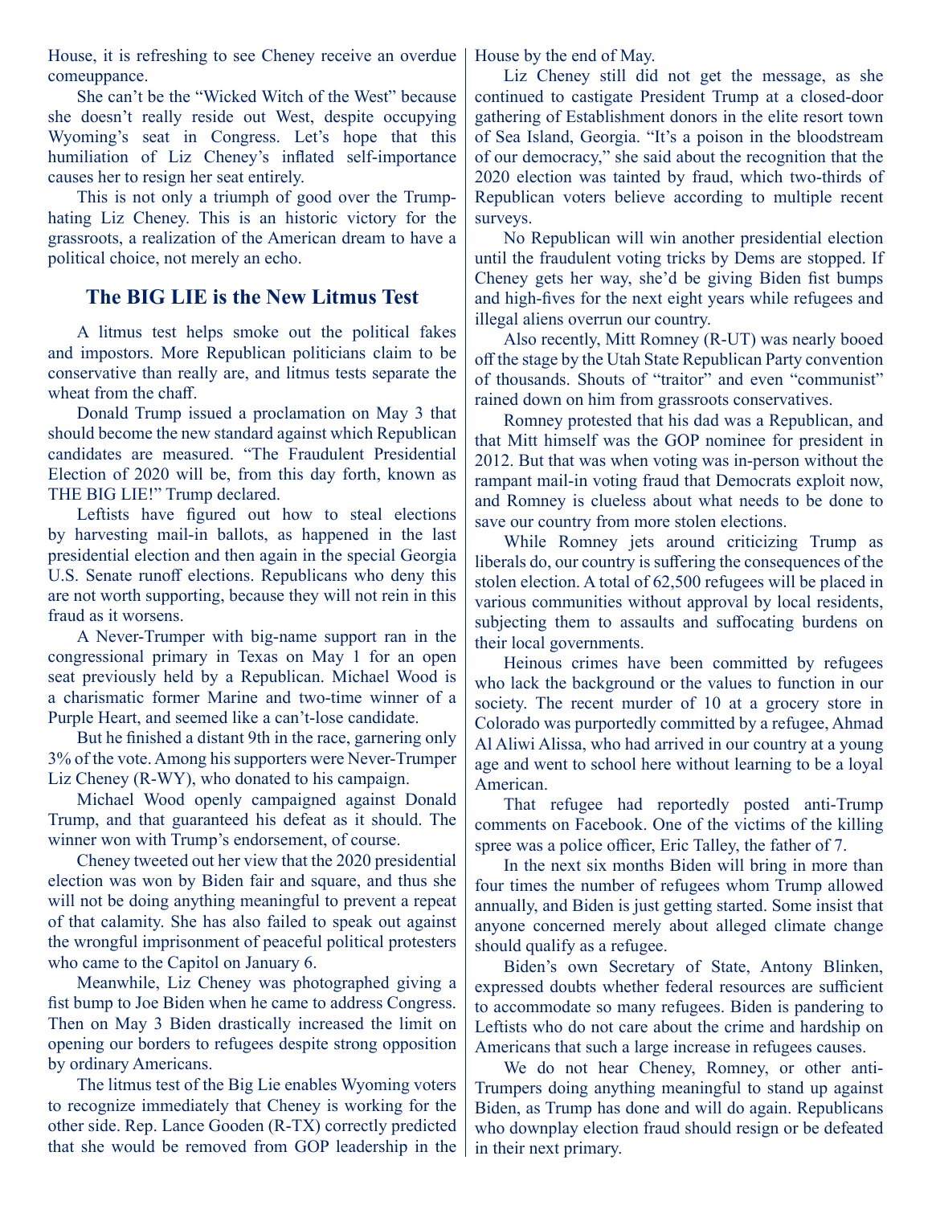House, it is refreshing to see Cheney receive an overdue comeuppance.

She can't be the "Wicked Witch of the West" because she doesn't really reside out West, despite occupying Wyoming's seat in Congress. Let's hope that this humiliation of Liz Cheney's inflated self-importance causes her to resign her seat entirely.

This is not only a triumph of good over the Trump-hating Liz Cheney. This is an historic victory for the grassroots, a realization of the American dream to have a political choice, not merely an echo.

## The BIG LIE is the New Litmus Test

A litmus test helps smoke out the political fakes and impostors. More Republican politicians claim to be conservative than really are, and litmus tests separate the wheat from the chaff.

Donald Trump issued a proclamation on May 3 that should become the new standard against which Republican candidates are measured. "The Fraudulent Presidential Election of 2020 will be, from this day forth, known as THE BIG LIE!" Trump declared.

Leftists have figured out how to steal elections by harvesting mail-in ballots, as happened in the last presidential election and then again in the special Georgia U.S. Senate runoff elections. Republicans who deny this are not worth supporting, because they will not rein in this fraud as it worsens.

A Never-Trumper with big-name support ran in the congressional primary in Texas on May 1 for an open seat previously held by a Republican. Michael Wood is a charismatic former Marine and two-time winner of a Purple Heart, and seemed like a can't-lose candidate.

But he finished a distant 9th in the race, garnering only 3% of the vote. Among his supporters were Never-Trumper Liz Cheney (R-WY), who donated to his campaign.

Michael Wood openly campaigned against Donald Trump, and that guaranteed his defeat as it should. The winner won with Trump's endorsement, of course.

Cheney tweeted out her view that the 2020 presidential election was won by Biden fair and square, and thus she will not be doing anything meaningful to prevent a repeat of that calamity. She has also failed to speak out against the wrongful imprisonment of peaceful political protesters who came to the Capitol on January 6.

Meanwhile, Liz Cheney was photographed giving a fist bump to Joe Biden when he came to address Congress. Then on May 3 Biden drastically increased the limit on opening our borders to refugees despite strong opposition by ordinary Americans.

The litmus test of the Big Lie enables Wyoming voters to recognize immediately that Cheney is working for the other side. Rep. Lance Gooden (R-TX) correctly predicted that she would be removed from GOP leadership in the House by the end of May.

Liz Cheney still did not get the message, as she continued to castigate President Trump at a closed-door gathering of Establishment donors in the elite resort town of Sea Island, Georgia. "It's a poison in the bloodstream of our democracy," she said about the recognition that the 2020 election was tainted by fraud, which two-thirds of Republican voters believe according to multiple recent surveys.

No Republican will win another presidential election until the fraudulent voting tricks by Dems are stopped. If Cheney gets her way, she'd be giving Biden fist bumps and high-fives for the next eight years while refugees and illegal aliens overrun our country.

Also recently, Mitt Romney (R-UT) was nearly booed off the stage by the Utah State Republican Party convention of thousands. Shouts of "traitor" and even "communist" rained down on him from grassroots conservatives.

Romney protested that his dad was a Republican, and that Mitt himself was the GOP nominee for president in 2012. But that was when voting was in-person without the rampant mail-in voting fraud that Democrats exploit now, and Romney is clueless about what needs to be done to save our country from more stolen elections.

While Romney jets around criticizing Trump as liberals do, our country is suffering the consequences of the stolen election. A total of 62,500 refugees will be placed in various communities without approval by local residents, subjecting them to assaults and suffocating burdens on their local governments.

Heinous crimes have been committed by refugees who lack the background or the values to function in our society. The recent murder of 10 at a grocery store in Colorado was purportedly committed by a refugee, Ahmad Al Aliwi Alissa, who had arrived in our country at a young age and went to school here without learning to be a loyal American.

That refugee had reportedly posted anti-Trump comments on Facebook. One of the victims of the killing spree was a police officer, Eric Talley, the father of 7.

In the next six months Biden will bring in more than four times the number of refugees whom Trump allowed annually, and Biden is just getting started. Some insist that anyone concerned merely about alleged climate change should qualify as a refugee.

Biden's own Secretary of State, Antony Blinken, expressed doubts whether federal resources are sufficient to accommodate so many refugees. Biden is pandering to Leftists who do not care about the crime and hardship on Americans that such a large increase in refugees causes.

We do not hear Cheney, Romney, or other anti-Trumpers doing anything meaningful to stand up against Biden, as Trump has done and will do again. Republicans who downplay election fraud should resign or be defeated in their next primary.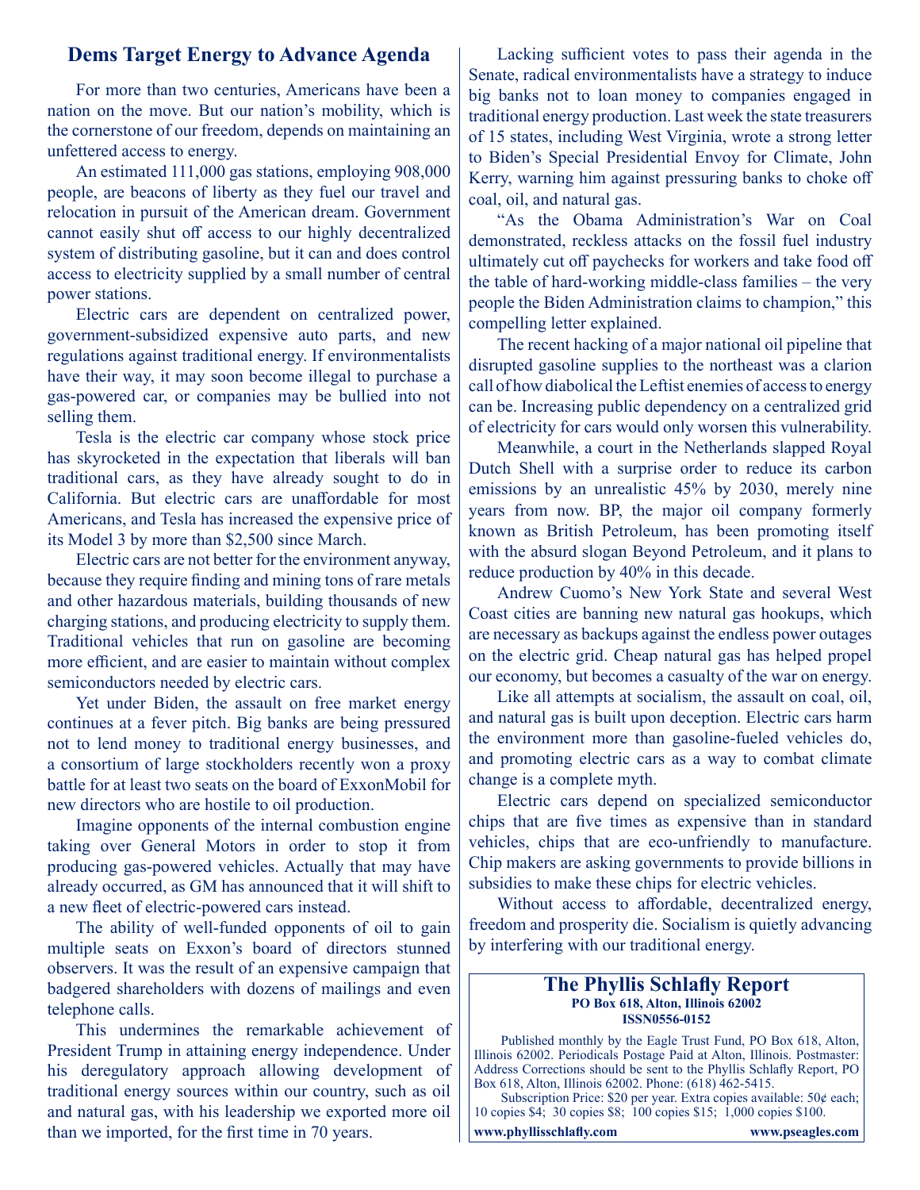## Dems Target Energy to Advance Agenda

For more than two centuries, Americans have been a nation on the move. But our nation's mobility, which is the cornerstone of our freedom, depends on maintaining an unfettered access to energy.

An estimated 111,000 gas stations, employing 908,000 people, are beacons of liberty as they fuel our travel and relocation in pursuit of the American dream. Government cannot easily shut off access to our highly decentralized system of distributing gasoline, but it can and does control access to electricity supplied by a small number of central power stations.

Electric cars are dependent on centralized power, government-subsidized expensive auto parts, and new regulations against traditional energy. If environmentalists have their way, it may soon become illegal to purchase a gas-powered car, or companies may be bullied into not selling them.

Tesla is the electric car company whose stock price has skyrocketed in the expectation that liberals will ban traditional cars, as they have already sought to do in California. But electric cars are unaffordable for most Americans, and Tesla has increased the expensive price of its Model 3 by more than $2,500 since March.

Electric cars are not better for the environment anyway, because they require finding and mining tons of rare metals and other hazardous materials, building thousands of new charging stations, and producing electricity to supply them. Traditional vehicles that run on gasoline are becoming more efficient, and are easier to maintain without complex semiconductors needed by electric cars.

Yet under Biden, the assault on free market energy continues at a fever pitch. Big banks are being pressured not to lend money to traditional energy businesses, and a consortium of large stockholders recently won a proxy battle for at least two seats on the board of ExxonMobil for new directors who are hostile to oil production.

Imagine opponents of the internal combustion engine taking over General Motors in order to stop it from producing gas-powered vehicles. Actually that may have already occurred, as GM has announced that it will shift to a new fleet of electric-powered cars instead.

The ability of well-funded opponents of oil to gain multiple seats on Exxon's board of directors stunned observers. It was the result of an expensive campaign that badgered shareholders with dozens of mailings and even telephone calls.

This undermines the remarkable achievement of President Trump in attaining energy independence. Under his deregulatory approach allowing development of traditional energy sources within our country, such as oil and natural gas, with his leadership we exported more oil than we imported, for the first time in 70 years.

Lacking sufficient votes to pass their agenda in the Senate, radical environmentalists have a strategy to induce big banks not to loan money to companies engaged in traditional energy production. Last week the state treasurers of 15 states, including West Virginia, wrote a strong letter to Biden's Special Presidential Envoy for Climate, John Kerry, warning him against pressuring banks to choke off coal, oil, and natural gas.

"As the Obama Administration's War on Coal demonstrated, reckless attacks on the fossil fuel industry ultimately cut off paychecks for workers and take food off the table of hard-working middle-class families – the very people the Biden Administration claims to champion," this compelling letter explained.

The recent hacking of a major national oil pipeline that disrupted gasoline supplies to the northeast was a clarion call of how diabolical the Leftist enemies of access to energy can be. Increasing public dependency on a centralized grid of electricity for cars would only worsen this vulnerability.

Meanwhile, a court in the Netherlands slapped Royal Dutch Shell with a surprise order to reduce its carbon emissions by an unrealistic 45% by 2030, merely nine years from now. BP, the major oil company formerly known as British Petroleum, has been promoting itself with the absurd slogan Beyond Petroleum, and it plans to reduce production by 40% in this decade.

Andrew Cuomo's New York State and several West Coast cities are banning new natural gas hookups, which are necessary as backups against the endless power outages on the electric grid. Cheap natural gas has helped propel our economy, but becomes a casualty of the war on energy.

Like all attempts at socialism, the assault on coal, oil, and natural gas is built upon deception. Electric cars harm the environment more than gasoline-fueled vehicles do, and promoting electric cars as a way to combat climate change is a complete myth.

Electric cars depend on specialized semiconductor chips that are five times as expensive than in standard vehicles, chips that are eco-unfriendly to manufacture. Chip makers are asking governments to provide billions in subsidies to make these chips for electric vehicles.

Without access to affordable, decentralized energy, freedom and prosperity die. Socialism is quietly advancing by interfering with our traditional energy.

---

**The Phyllis Schlafly Report**
**PO Box 618, Alton, Illinois 62002**
**ISSN0556-0152**

Published monthly by the Eagle Trust Fund, PO Box 618, Alton, Illinois 62002. Periodicals Postage Paid at Alton, Illinois. Postmaster: Address Corrections should be sent to the Phyllis Schlafly Report, PO Box 618, Alton, Illinois 62002. Phone: (618) 462-5415.

Subscription Price: $20 per year. Extra copies available: 50¢ each; 10 copies $4; 30 copies $8; 100 copies $15; 1,000 copies $100.

**www.phyllisschlafly.com** **www.pseagles.com**